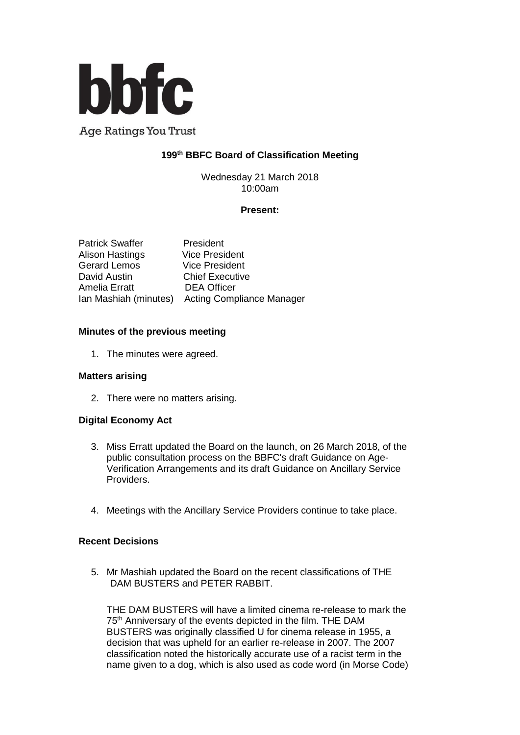**bbfc**

Age Ratings You Trust

## 199th BBFC Board of Classification Meeting

Wednesday 21 March 2018
10:00am

**Present:**

| | |
|---|---|
| Patrick Swaffer | President |
| Alison Hastings | Vice President |
| Gerard Lemos | Vice President |
| David Austin | Chief Executive |
| Amelia Erratt | DEA Officer |
| Ian Mashiah (minutes) | Acting Compliance Manager |

### Minutes of the previous meeting

1. The minutes were agreed.

### Matters arising

2. There were no matters arising.

### Digital Economy Act

3. Miss Erratt updated the Board on the launch, on 26 March 2018, of the public consultation process on the BBFC's draft Guidance on Age-Verification Arrangements and its draft Guidance on Ancillary Service Providers.

4. Meetings with the Ancillary Service Providers continue to take place.

### Recent Decisions

5. Mr Mashiah updated the Board on the recent classifications of THE DAM BUSTERS and PETER RABBIT.

   THE DAM BUSTERS will have a limited cinema re-release to mark the 75th Anniversary of the events depicted in the film. THE DAM BUSTERS was originally classified U for cinema release in 1955, a decision that was upheld for an earlier re-release in 2007. The 2007 classification noted the historically accurate use of a racist term in the name given to a dog, which is also used as code word (in Morse Code)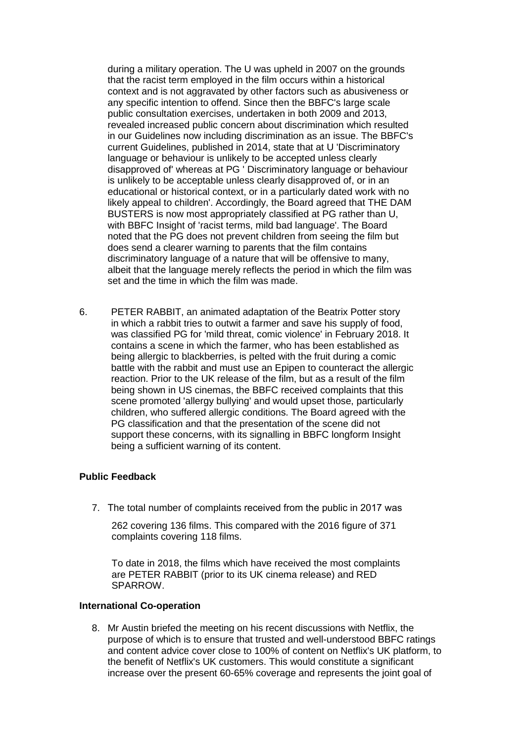during a military operation. The U was upheld in 2007 on the grounds that the racist term employed in the film occurs within a historical context and is not aggravated by other factors such as abusiveness or any specific intention to offend. Since then the BBFC's large scale public consultation exercises, undertaken in both 2009 and 2013, revealed increased public concern about discrimination which resulted in our Guidelines now including discrimination as an issue. The BBFC's current Guidelines, published in 2014, state that at U 'Discriminatory language or behaviour is unlikely to be accepted unless clearly disapproved of' whereas at PG ' Discriminatory language or behaviour is unlikely to be acceptable unless clearly disapproved of, or in an educational or historical context, or in a particularly dated work with no likely appeal to children'. Accordingly, the Board agreed that THE DAM BUSTERS is now most appropriately classified at PG rather than U, with BBFC Insight of 'racist terms, mild bad language'. The Board noted that the PG does not prevent children from seeing the film but does send a clearer warning to parents that the film contains discriminatory language of a nature that will be offensive to many, albeit that the language merely reflects the period in which the film was set and the time in which the film was made.

6. PETER RABBIT, an animated adaptation of the Beatrix Potter story in which a rabbit tries to outwit a farmer and save his supply of food, was classified PG for 'mild threat, comic violence' in February 2018. It contains a scene in which the farmer, who has been established as being allergic to blackberries, is pelted with the fruit during a comic battle with the rabbit and must use an Epipen to counteract the allergic reaction. Prior to the UK release of the film, but as a result of the film being shown in US cinemas, the BBFC received complaints that this scene promoted 'allergy bullying' and would upset those, particularly children, who suffered allergic conditions. The Board agreed with the PG classification and that the presentation of the scene did not support these concerns, with its signalling in BBFC longform Insight being a sufficient warning of its content.

**Public Feedback**

7. The total number of complaints received from the public in 2017 was 262 covering 136 films. This compared with the 2016 figure of 371 complaints covering 118 films.

   To date in 2018, the films which have received the most complaints are PETER RABBIT (prior to its UK cinema release) and RED SPARROW.

**International Co-operation**

8. Mr Austin briefed the meeting on his recent discussions with Netflix, the purpose of which is to ensure that trusted and well-understood BBFC ratings and content advice cover close to 100% of content on Netflix's UK platform, to the benefit of Netflix's UK customers. This would constitute a significant increase over the present 60-65% coverage and represents the joint goal of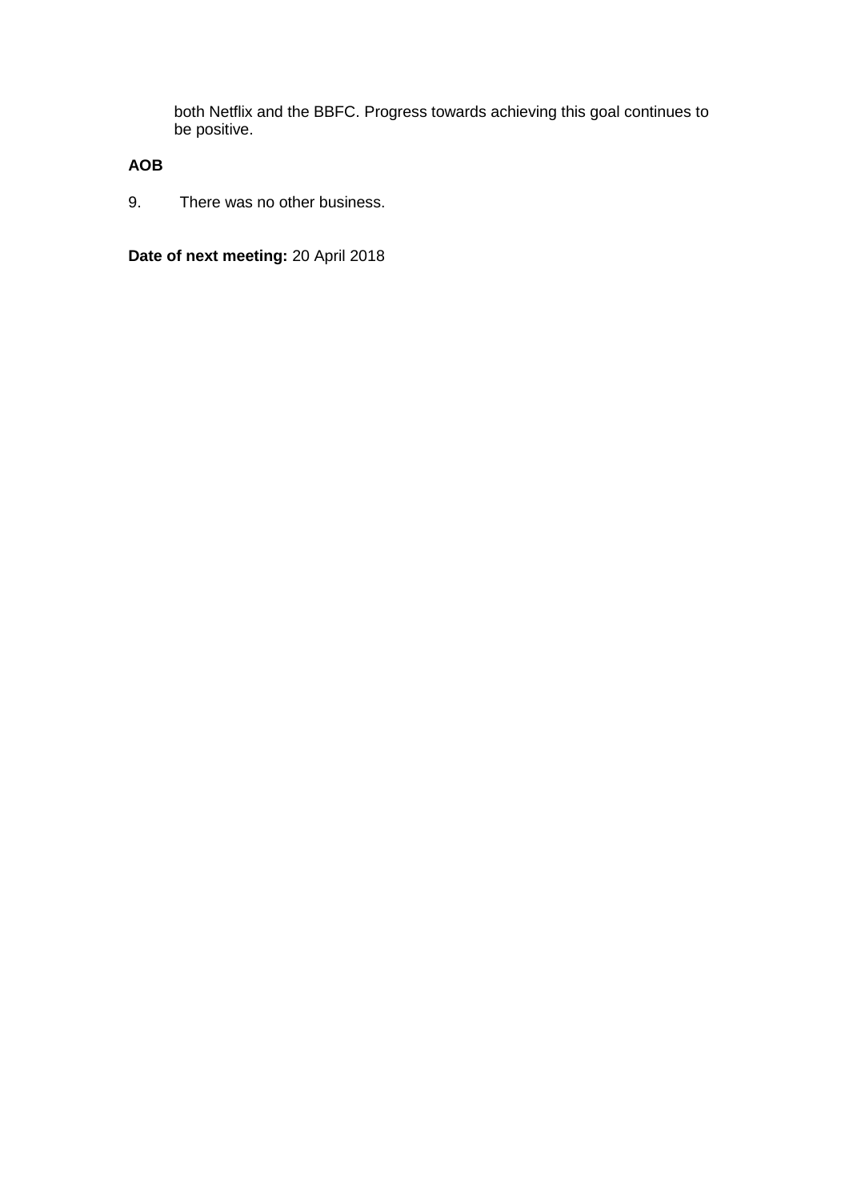both Netflix and the BBFC. Progress towards achieving this goal continues to be positive.

**AOB**

9. There was no other business.

**Date of next meeting:** 20 April 2018